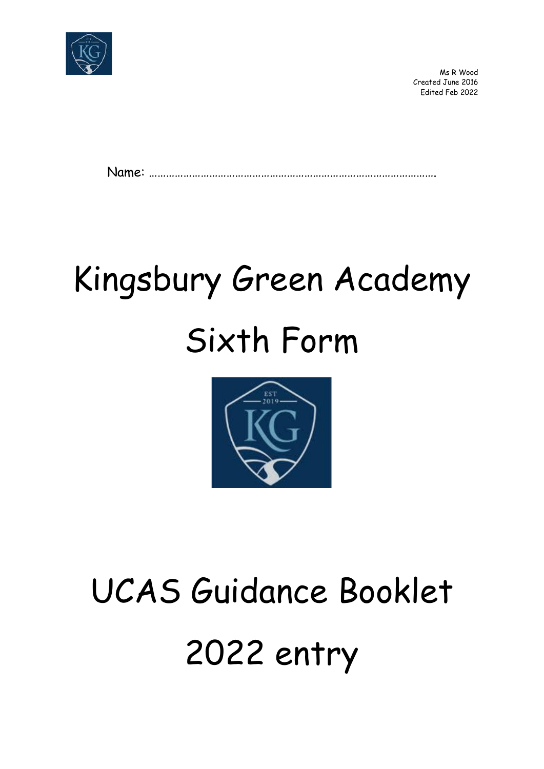Ms R Wood
Created June 2016
Edited Feb 2022

Name: ……………………………………………………………………………………….

# Kingsbury Green Academy

# Sixth Form

# UCAS Guidance Booklet

# 2022 entry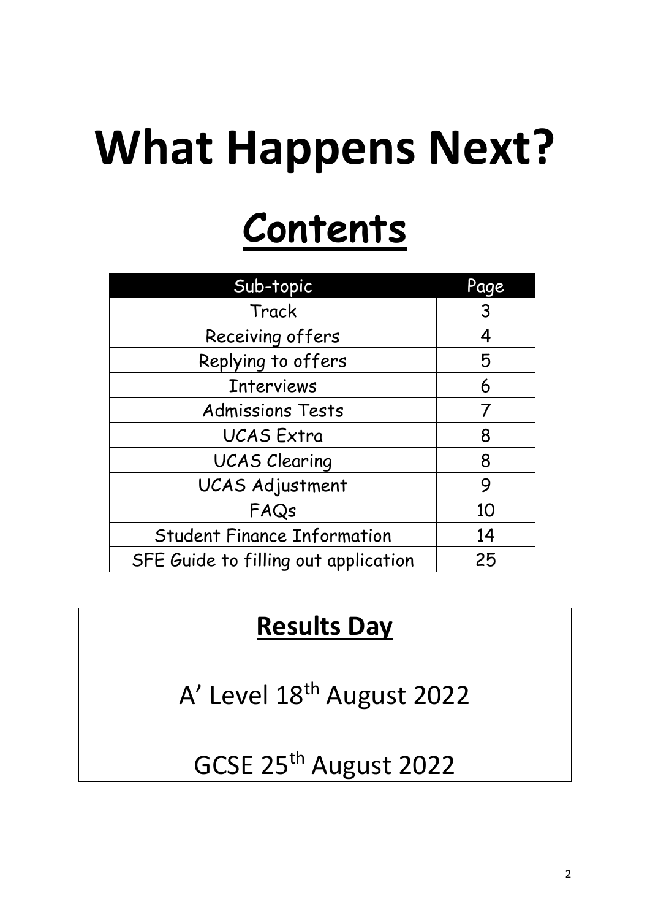# What Happens Next?

## Contents

| Sub-topic | Page |
|---|---|
| Track | 3 |
| Receiving offers | 4 |
| Replying to offers | 5 |
| Interviews | 6 |
| Admissions Tests | 7 |
| UCAS Extra | 8 |
| UCAS Clearing | 8 |
| UCAS Adjustment | 9 |
| FAQs | 10 |
| Student Finance Information | 14 |
| SFE Guide to filling out application | 25 |

## Results Day

A' Level 18th August 2022

GCSE 25th August 2022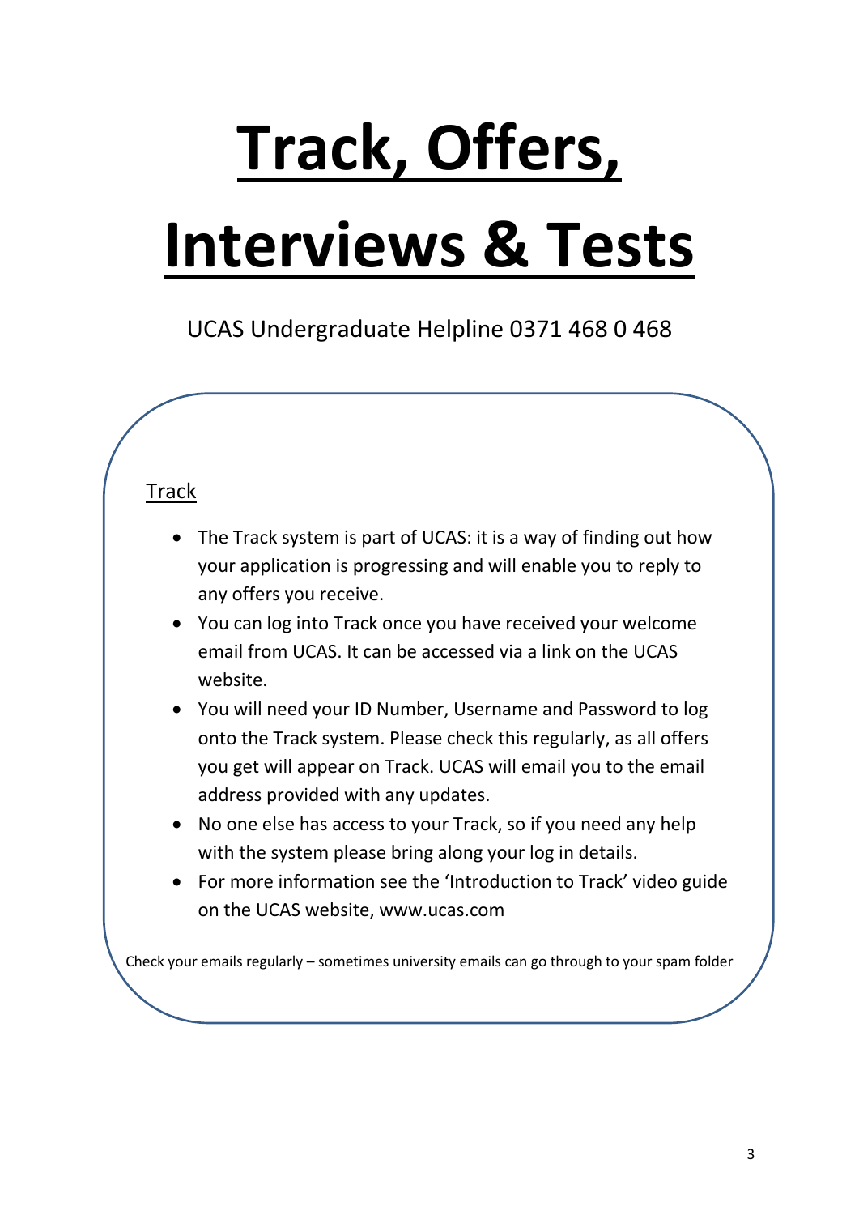# Track, Offers, Interviews & Tests

UCAS Undergraduate Helpline 0371 468 0 468

## Track

- The Track system is part of UCAS: it is a way of finding out how your application is progressing and will enable you to reply to any offers you receive.
- You can log into Track once you have received your welcome email from UCAS. It can be accessed via a link on the UCAS website.
- You will need your ID Number, Username and Password to log onto the Track system. Please check this regularly, as all offers you get will appear on Track. UCAS will email you to the email address provided with any updates.
- No one else has access to your Track, so if you need any help with the system please bring along your log in details.
- For more information see the 'Introduction to Track' video guide on the UCAS website, www.ucas.com

Check your emails regularly – sometimes university emails can go through to your spam folder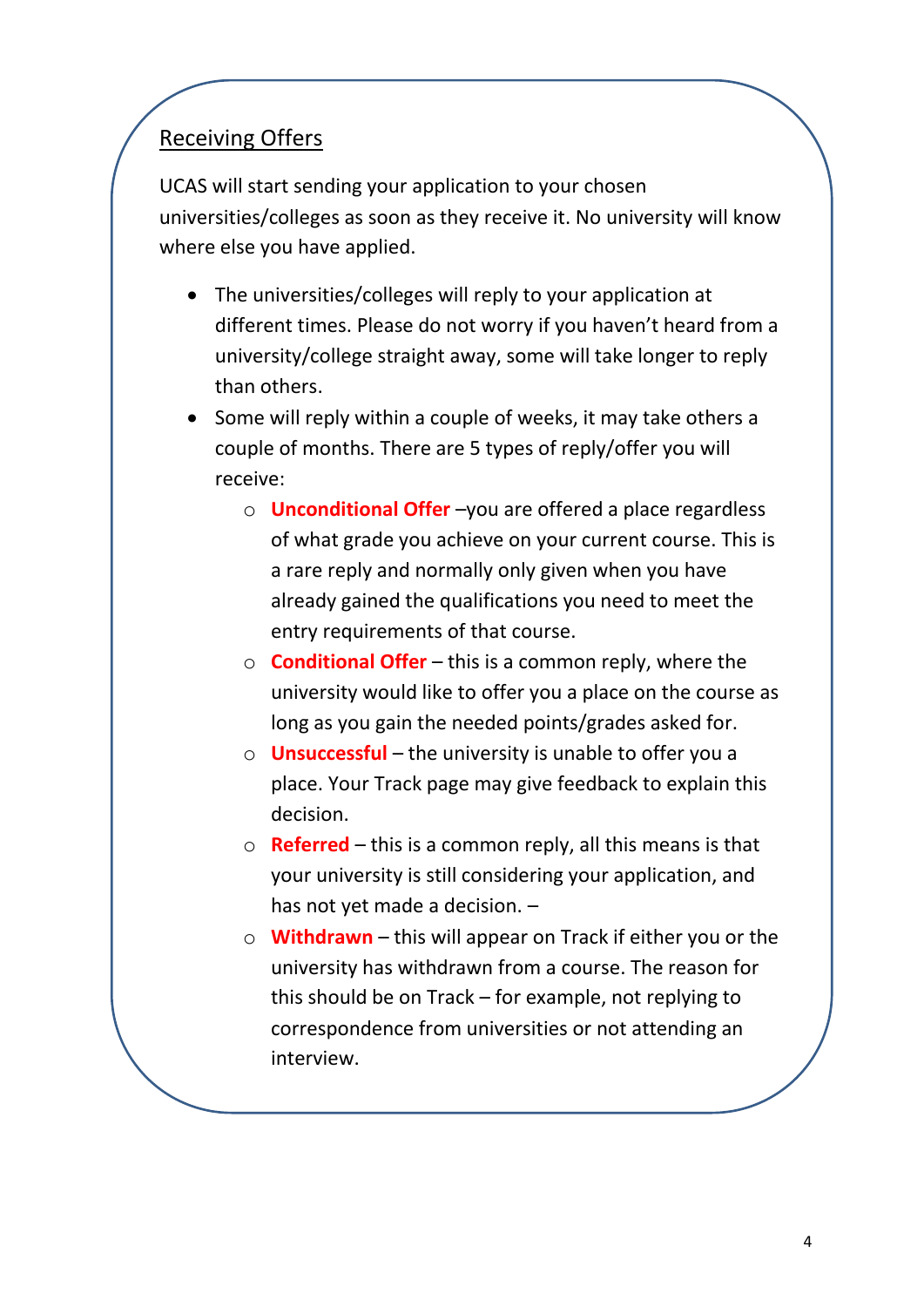## Receiving Offers

UCAS will start sending your application to your chosen universities/colleges as soon as they receive it. No university will know where else you have applied.

- The universities/colleges will reply to your application at different times. Please do not worry if you haven't heard from a university/college straight away, some will take longer to reply than others.
- Some will reply within a couple of weeks, it may take others a couple of months. There are 5 types of reply/offer you will receive:
    - **Unconditional Offer** –you are offered a place regardless of what grade you achieve on your current course. This is a rare reply and normally only given when you have already gained the qualifications you need to meet the entry requirements of that course.
    - **Conditional Offer** – this is a common reply, where the university would like to offer you a place on the course as long as you gain the needed points/grades asked for.
    - **Unsuccessful** – the university is unable to offer you a place. Your Track page may give feedback to explain this decision.
    - **Referred** – this is a common reply, all this means is that your university is still considering your application, and has not yet made a decision. –
    - **Withdrawn** – this will appear on Track if either you or the university has withdrawn from a course. The reason for this should be on Track – for example, not replying to correspondence from universities or not attending an interview.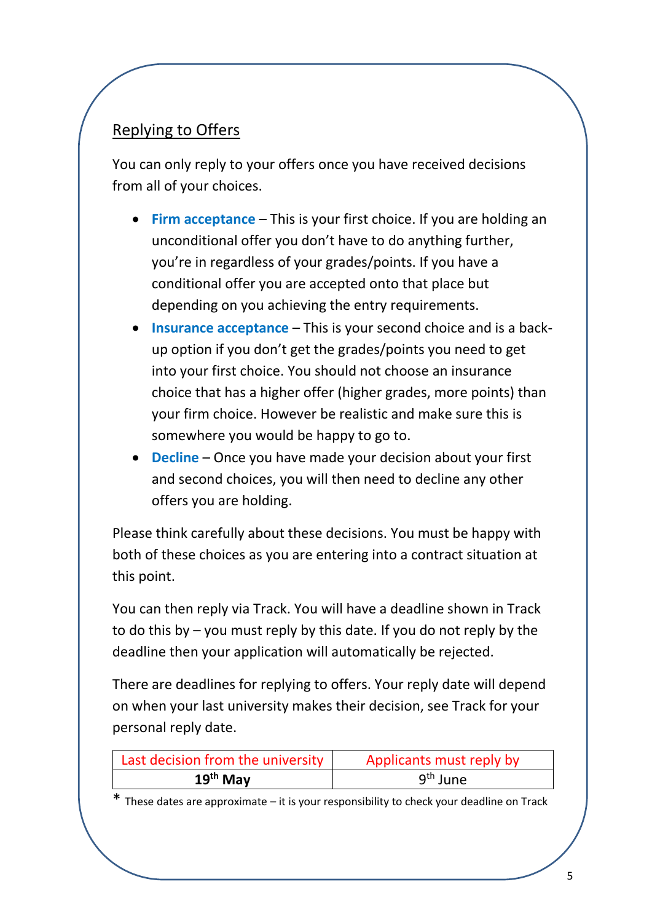## Replying to Offers

You can only reply to your offers once you have received decisions from all of your choices.

- **Firm acceptance** – This is your first choice. If you are holding an unconditional offer you don't have to do anything further, you're in regardless of your grades/points. If you have a conditional offer you are accepted onto that place but depending on you achieving the entry requirements.
- **Insurance acceptance** – This is your second choice and is a back-up option if you don't get the grades/points you need to get into your first choice. You should not choose an insurance choice that has a higher offer (higher grades, more points) than your firm choice. However be realistic and make sure this is somewhere you would be happy to go to.
- **Decline** – Once you have made your decision about your first and second choices, you will then need to decline any other offers you are holding.

Please think carefully about these decisions. You must be happy with both of these choices as you are entering into a contract situation at this point.

You can then reply via Track. You will have a deadline shown in Track to do this by – you must reply by this date. If you do not reply by the deadline then your application will automatically be rejected.

There are deadlines for replying to offers. Your reply date will depend on when your last university makes their decision, see Track for your personal reply date.

| Last decision from the university | Applicants must reply by |
|---|---|
| **19th May** | 9th June |

* These dates are approximate – it is your responsibility to check your deadline on Track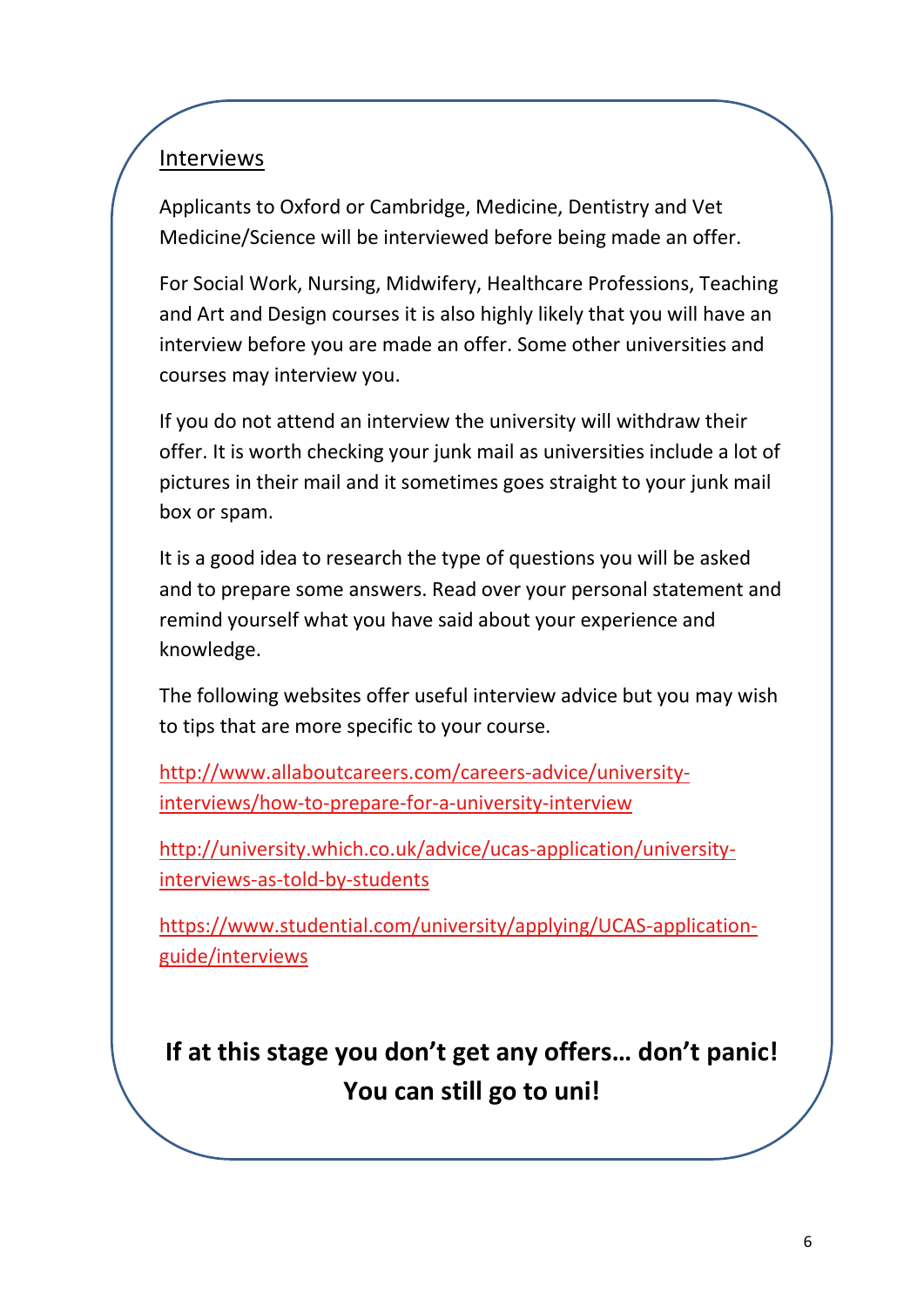## Interviews

Applicants to Oxford or Cambridge, Medicine, Dentistry and Vet Medicine/Science will be interviewed before being made an offer.

For Social Work, Nursing, Midwifery, Healthcare Professions, Teaching and Art and Design courses it is also highly likely that you will have an interview before you are made an offer. Some other universities and courses may interview you.

If you do not attend an interview the university will withdraw their offer. It is worth checking your junk mail as universities include a lot of pictures in their mail and it sometimes goes straight to your junk mail box or spam.

It is a good idea to research the type of questions you will be asked and to prepare some answers. Read over your personal statement and remind yourself what you have said about your experience and knowledge.

The following websites offer useful interview advice but you may wish to tips that are more specific to your course.

http://www.allaboutcareers.com/careers-advice/university-interviews/how-to-prepare-for-a-university-interview

http://university.which.co.uk/advice/ucas-application/university-interviews-as-told-by-students

https://www.studential.com/university/applying/UCAS-application-guide/interviews

**If at this stage you don't get any offers… don't panic! You can still go to uni!**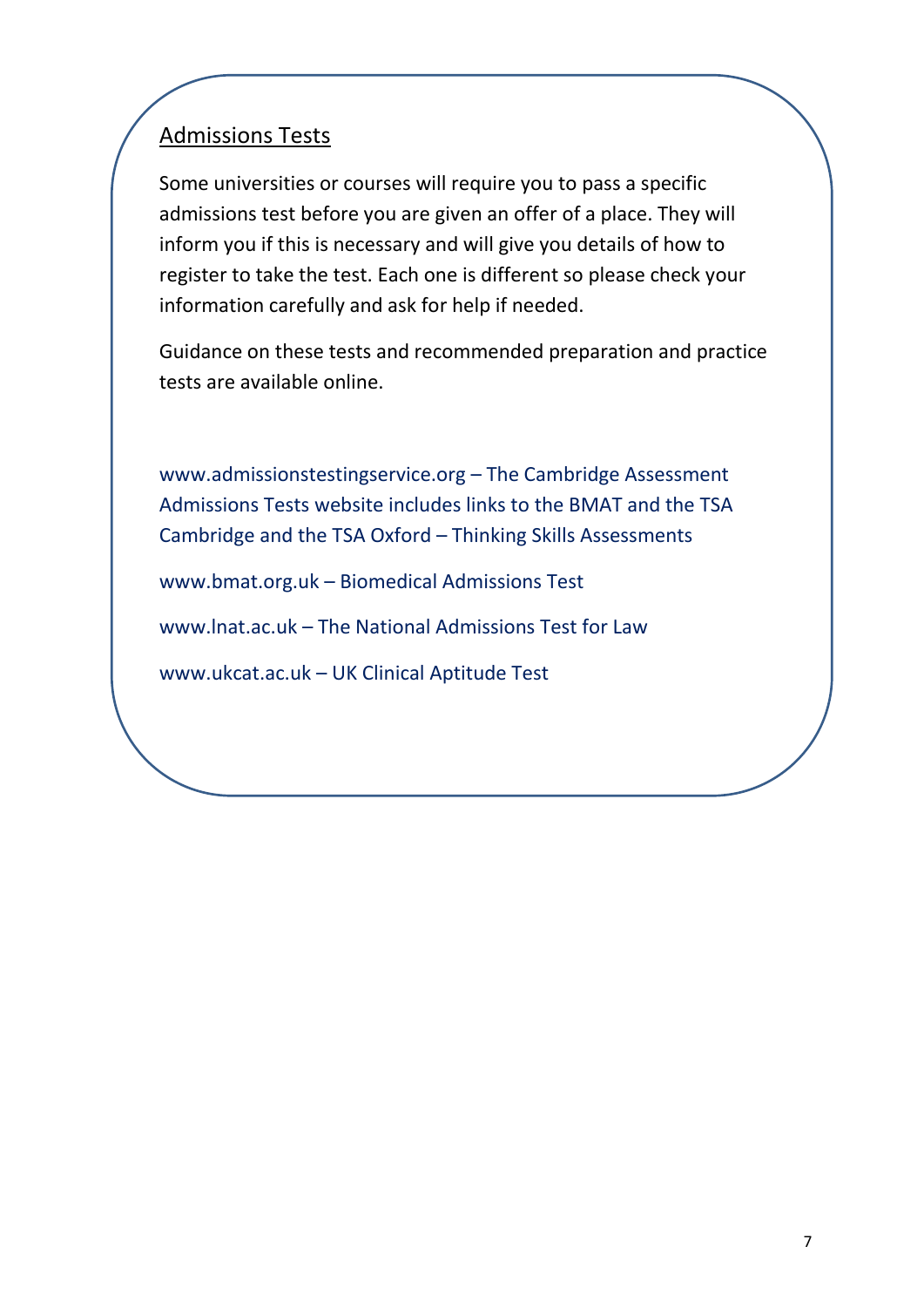## Admissions Tests

Some universities or courses will require you to pass a specific admissions test before you are given an offer of a place. They will inform you if this is necessary and will give you details of how to register to take the test. Each one is different so please check your information carefully and ask for help if needed.

Guidance on these tests and recommended preparation and practice tests are available online.

www.admissionstestingservice.org – The Cambridge Assessment Admissions Tests website includes links to the BMAT and the TSA Cambridge and the TSA Oxford – Thinking Skills Assessments

www.bmat.org.uk – Biomedical Admissions Test

www.lnat.ac.uk – The National Admissions Test for Law

www.ukcat.ac.uk – UK Clinical Aptitude Test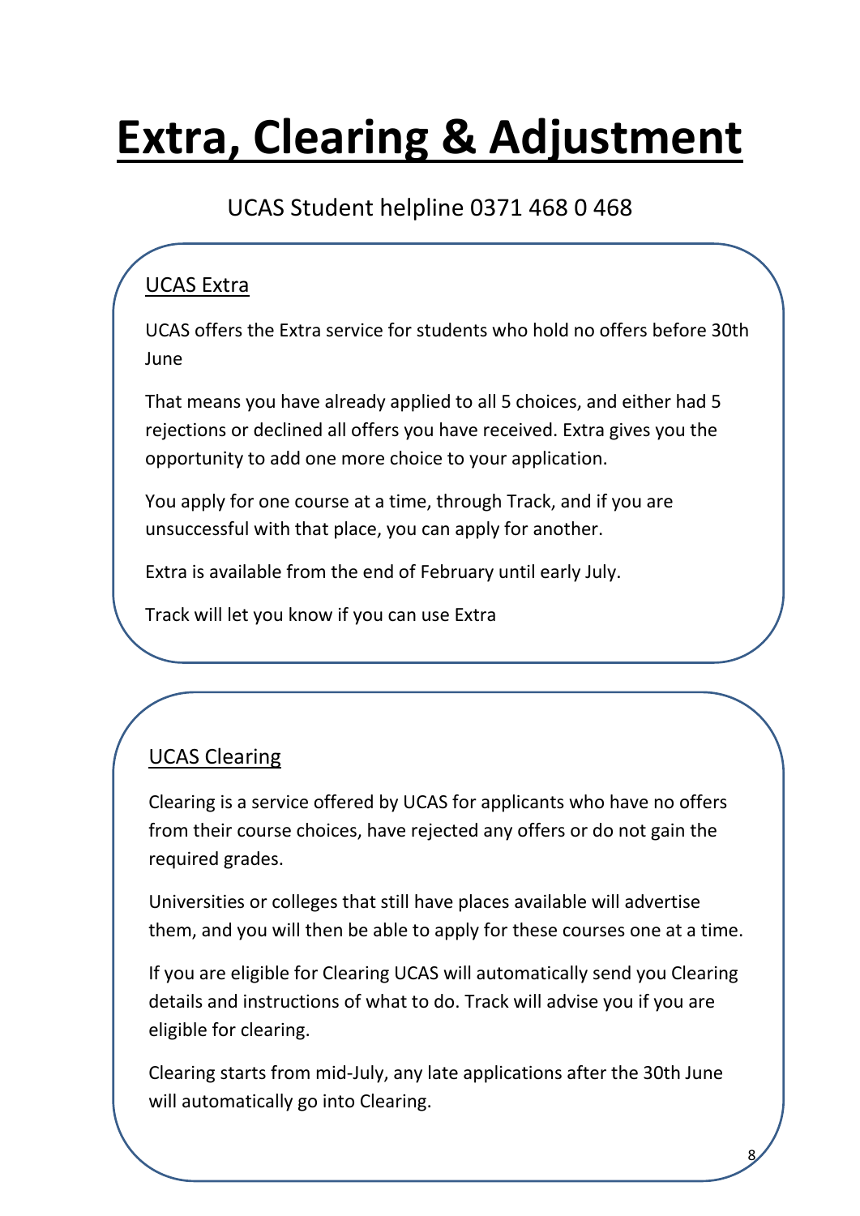# Extra, Clearing & Adjustment

UCAS Student helpline 0371 468 0 468

## UCAS Extra

UCAS offers the Extra service for students who hold no offers before 30th June

That means you have already applied to all 5 choices, and either had 5 rejections or declined all offers you have received. Extra gives you the opportunity to add one more choice to your application.

You apply for one course at a time, through Track, and if you are unsuccessful with that place, you can apply for another.

Extra is available from the end of February until early July.

Track will let you know if you can use Extra

## UCAS Clearing

Clearing is a service offered by UCAS for applicants who have no offers from their course choices, have rejected any offers or do not gain the required grades.

Universities or colleges that still have places available will advertise them, and you will then be able to apply for these courses one at a time.

If you are eligible for Clearing UCAS will automatically send you Clearing details and instructions of what to do. Track will advise you if you are eligible for clearing.

Clearing starts from mid-July, any late applications after the 30th June will automatically go into Clearing.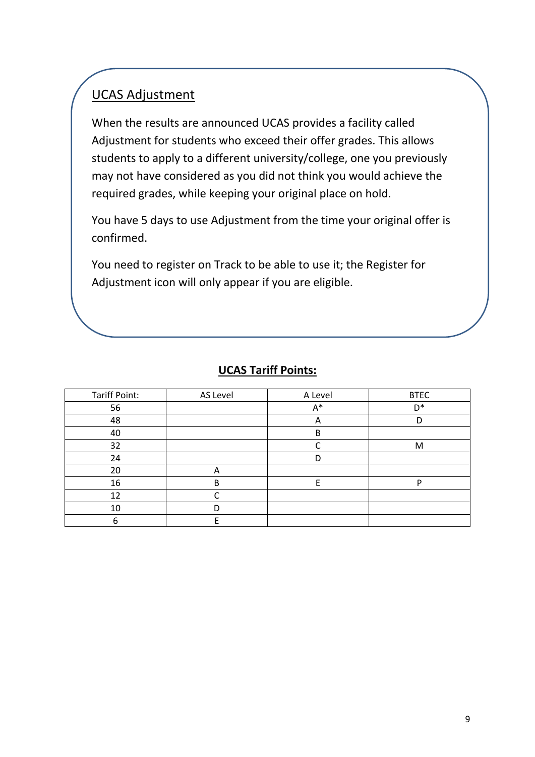## UCAS Adjustment

When the results are announced UCAS provides a facility called Adjustment for students who exceed their offer grades. This allows students to apply to a different university/college, one you previously may not have considered as you did not think you would achieve the required grades, while keeping your original place on hold.

You have 5 days to use Adjustment from the time your original offer is confirmed.

You need to register on Track to be able to use it; the Register for Adjustment icon will only appear if you are eligible.

## UCAS Tariff Points:

| Tariff Point: | AS Level | A Level | BTEC |
|---|---|---|---|
| 56 | | A* | D* |
| 48 | | A | D |
| 40 | | B | |
| 32 | | C | M |
| 24 | | D | |
| 20 | A | | |
| 16 | B | E | P |
| 12 | C | | |
| 10 | D | | |
| 6 | E | | |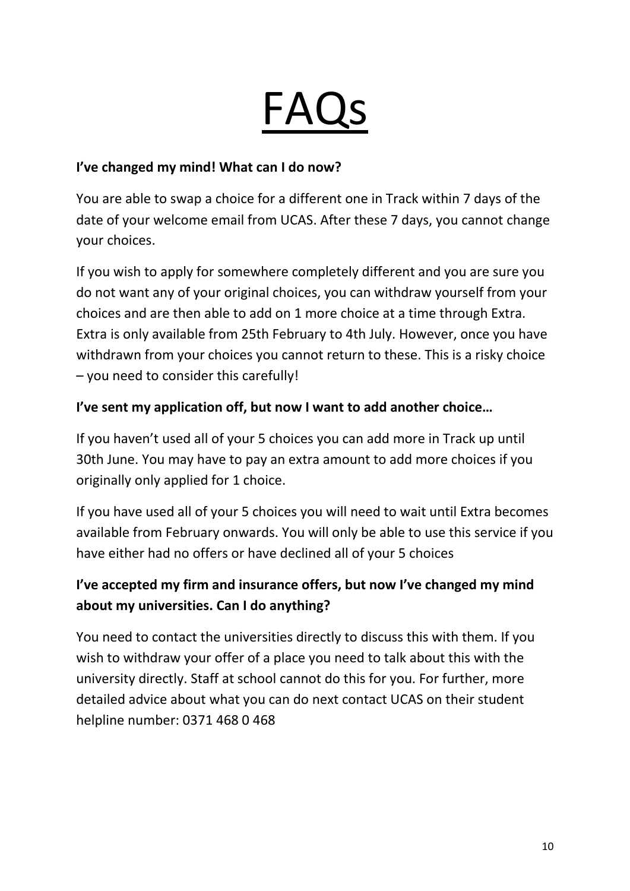# FAQs

**I've changed my mind! What can I do now?**

You are able to swap a choice for a different one in Track within 7 days of the date of your welcome email from UCAS. After these 7 days, you cannot change your choices.

If you wish to apply for somewhere completely different and you are sure you do not want any of your original choices, you can withdraw yourself from your choices and are then able to add on 1 more choice at a time through Extra. Extra is only available from 25th February to 4th July. However, once you have withdrawn from your choices you cannot return to these. This is a risky choice – you need to consider this carefully!

**I've sent my application off, but now I want to add another choice…**

If you haven't used all of your 5 choices you can add more in Track up until 30th June. You may have to pay an extra amount to add more choices if you originally only applied for 1 choice.

If you have used all of your 5 choices you will need to wait until Extra becomes available from February onwards. You will only be able to use this service if you have either had no offers or have declined all of your 5 choices

**I've accepted my firm and insurance offers, but now I've changed my mind about my universities. Can I do anything?**

You need to contact the universities directly to discuss this with them. If you wish to withdraw your offer of a place you need to talk about this with the university directly. Staff at school cannot do this for you. For further, more detailed advice about what you can do next contact UCAS on their student helpline number: 0371 468 0 468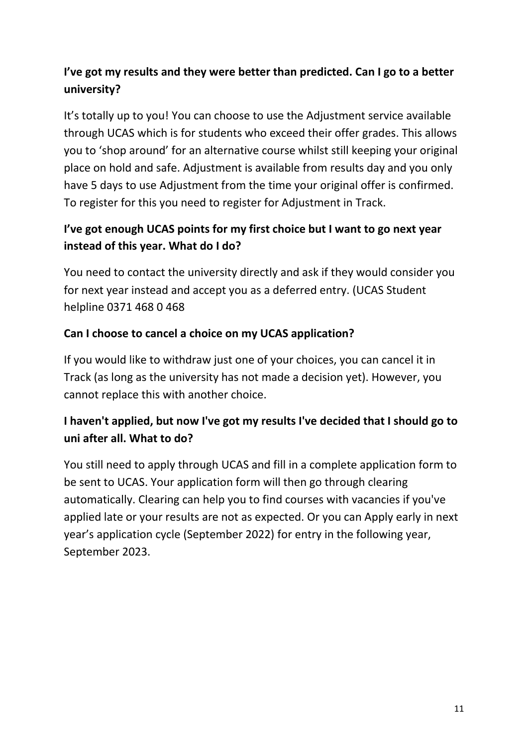**I've got my results and they were better than predicted. Can I go to a better university?**

It's totally up to you! You can choose to use the Adjustment service available through UCAS which is for students who exceed their offer grades. This allows you to 'shop around' for an alternative course whilst still keeping your original place on hold and safe. Adjustment is available from results day and you only have 5 days to use Adjustment from the time your original offer is confirmed. To register for this you need to register for Adjustment in Track.

**I've got enough UCAS points for my first choice but I want to go next year instead of this year. What do I do?**

You need to contact the university directly and ask if they would consider you for next year instead and accept you as a deferred entry. (UCAS Student helpline 0371 468 0 468

**Can I choose to cancel a choice on my UCAS application?**

If you would like to withdraw just one of your choices, you can cancel it in Track (as long as the university has not made a decision yet). However, you cannot replace this with another choice.

**I haven't applied, but now I've got my results I've decided that I should go to uni after all. What to do?**

You still need to apply through UCAS and fill in a complete application form to be sent to UCAS. Your application form will then go through clearing automatically. Clearing can help you to find courses with vacancies if you've applied late or your results are not as expected. Or you can Apply early in next year's application cycle (September 2022) for entry in the following year, September 2023.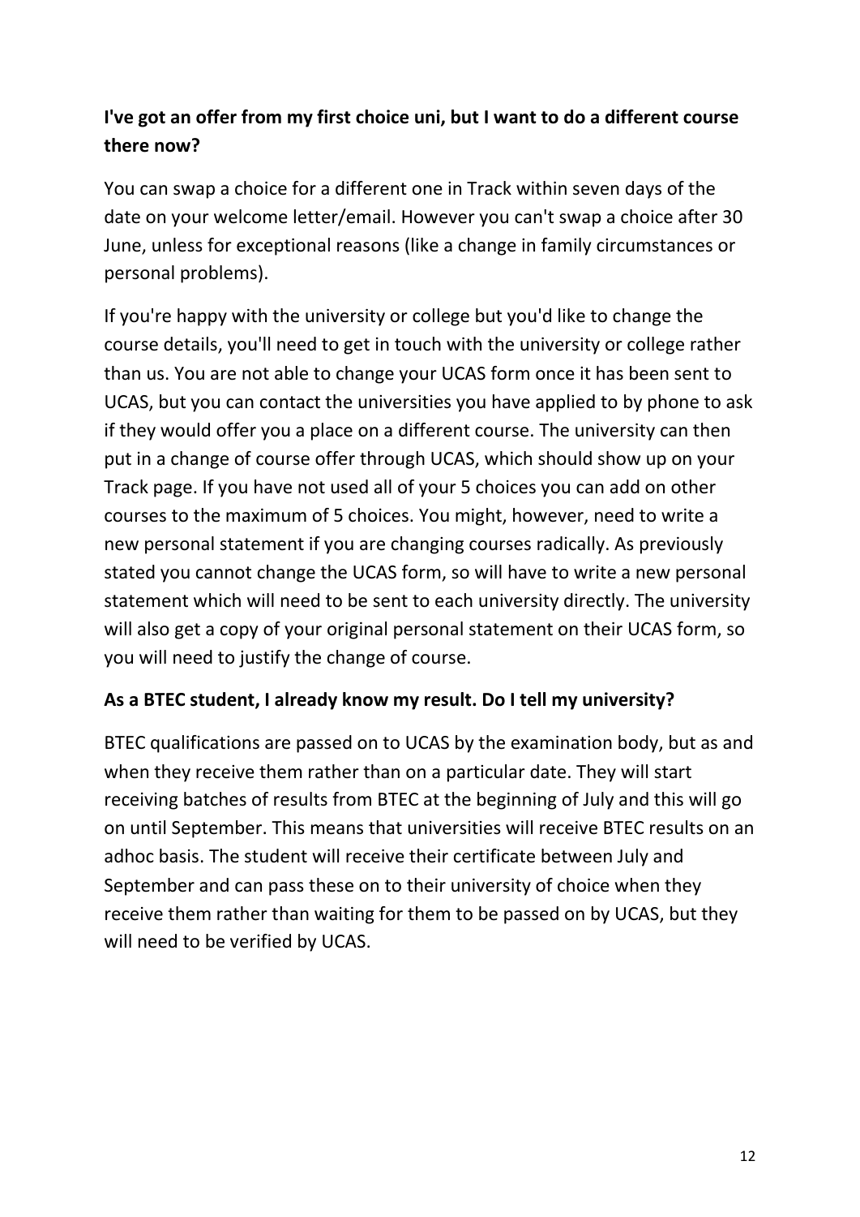**I've got an offer from my first choice uni, but I want to do a different course there now?**

You can swap a choice for a different one in Track within seven days of the date on your welcome letter/email. However you can't swap a choice after 30 June, unless for exceptional reasons (like a change in family circumstances or personal problems).

If you're happy with the university or college but you'd like to change the course details, you'll need to get in touch with the university or college rather than us. You are not able to change your UCAS form once it has been sent to UCAS, but you can contact the universities you have applied to by phone to ask if they would offer you a place on a different course. The university can then put in a change of course offer through UCAS, which should show up on your Track page. If you have not used all of your 5 choices you can add on other courses to the maximum of 5 choices. You might, however, need to write a new personal statement if you are changing courses radically. As previously stated you cannot change the UCAS form, so will have to write a new personal statement which will need to be sent to each university directly. The university will also get a copy of your original personal statement on their UCAS form, so you will need to justify the change of course.

**As a BTEC student, I already know my result. Do I tell my university?**

BTEC qualifications are passed on to UCAS by the examination body, but as and when they receive them rather than on a particular date. They will start receiving batches of results from BTEC at the beginning of July and this will go on until September. This means that universities will receive BTEC results on an adhoc basis. The student will receive their certificate between July and September and can pass these on to their university of choice when they receive them rather than waiting for them to be passed on by UCAS, but they will need to be verified by UCAS.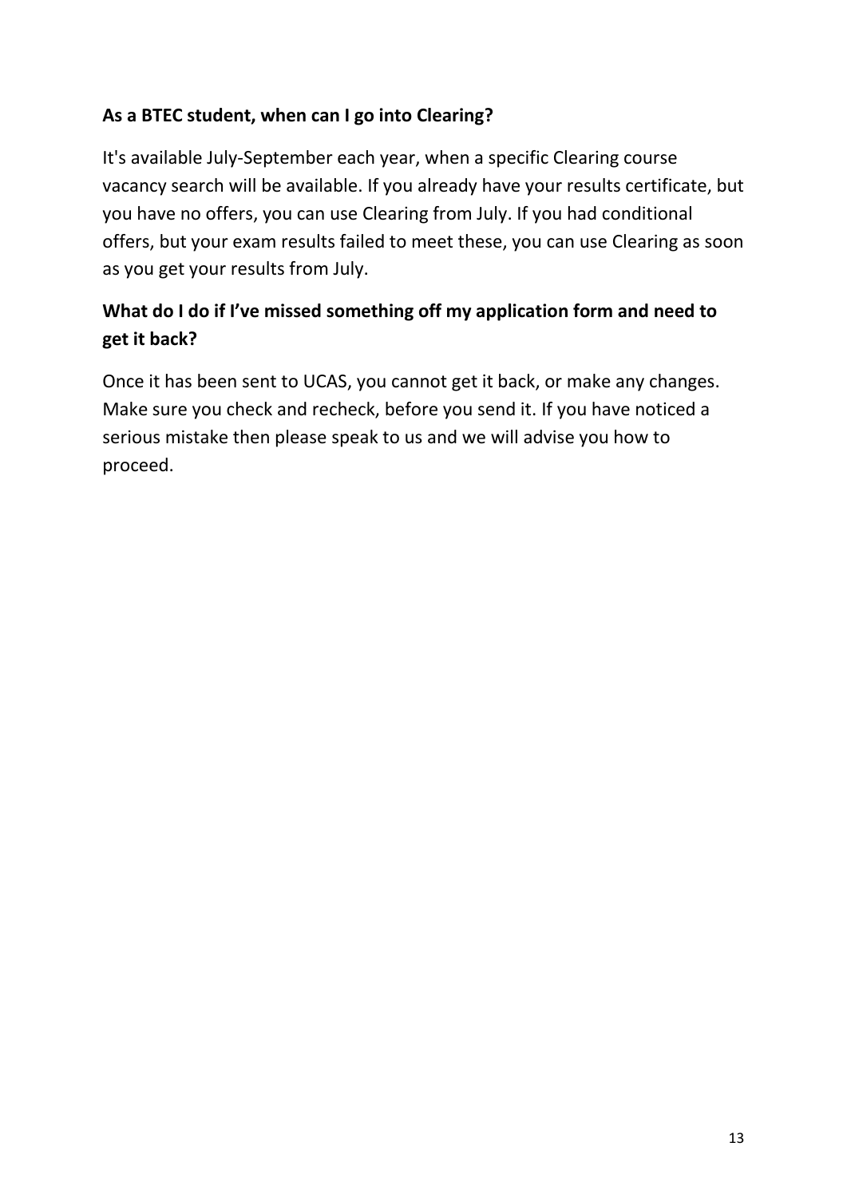**As a BTEC student, when can I go into Clearing?**

It's available July-September each year, when a specific Clearing course vacancy search will be available. If you already have your results certificate, but you have no offers, you can use Clearing from July. If you had conditional offers, but your exam results failed to meet these, you can use Clearing as soon as you get your results from July.

**What do I do if I've missed something off my application form and need to get it back?**

Once it has been sent to UCAS, you cannot get it back, or make any changes. Make sure you check and recheck, before you send it. If you have noticed a serious mistake then please speak to us and we will advise you how to proceed.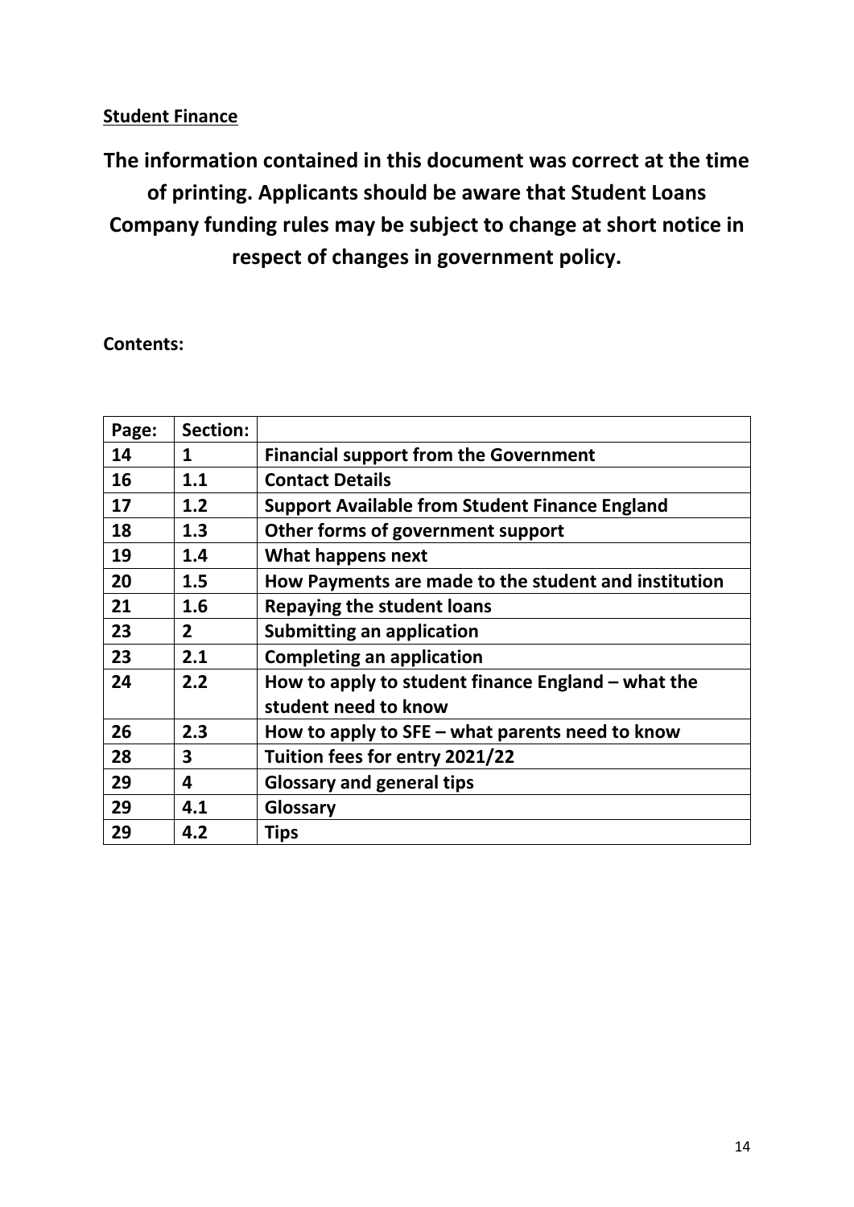**Student Finance**

**The information contained in this document was correct at the time of printing. Applicants should be aware that Student Loans Company funding rules may be subject to change at short notice in respect of changes in government policy.**

**Contents:**

| Page: | Section: | |
|---|---|---|
| 14 | 1 | Financial support from the Government |
| 16 | 1.1 | Contact Details |
| 17 | 1.2 | Support Available from Student Finance England |
| 18 | 1.3 | Other forms of government support |
| 19 | 1.4 | What happens next |
| 20 | 1.5 | How Payments are made to the student and institution |
| 21 | 1.6 | Repaying the student loans |
| 23 | 2 | Submitting an application |
| 23 | 2.1 | Completing an application |
| 24 | 2.2 | How to apply to student finance England – what the student need to know |
| 26 | 2.3 | How to apply to SFE – what parents need to know |
| 28 | 3 | Tuition fees for entry 2021/22 |
| 29 | 4 | Glossary and general tips |
| 29 | 4.1 | Glossary |
| 29 | 4.2 | Tips |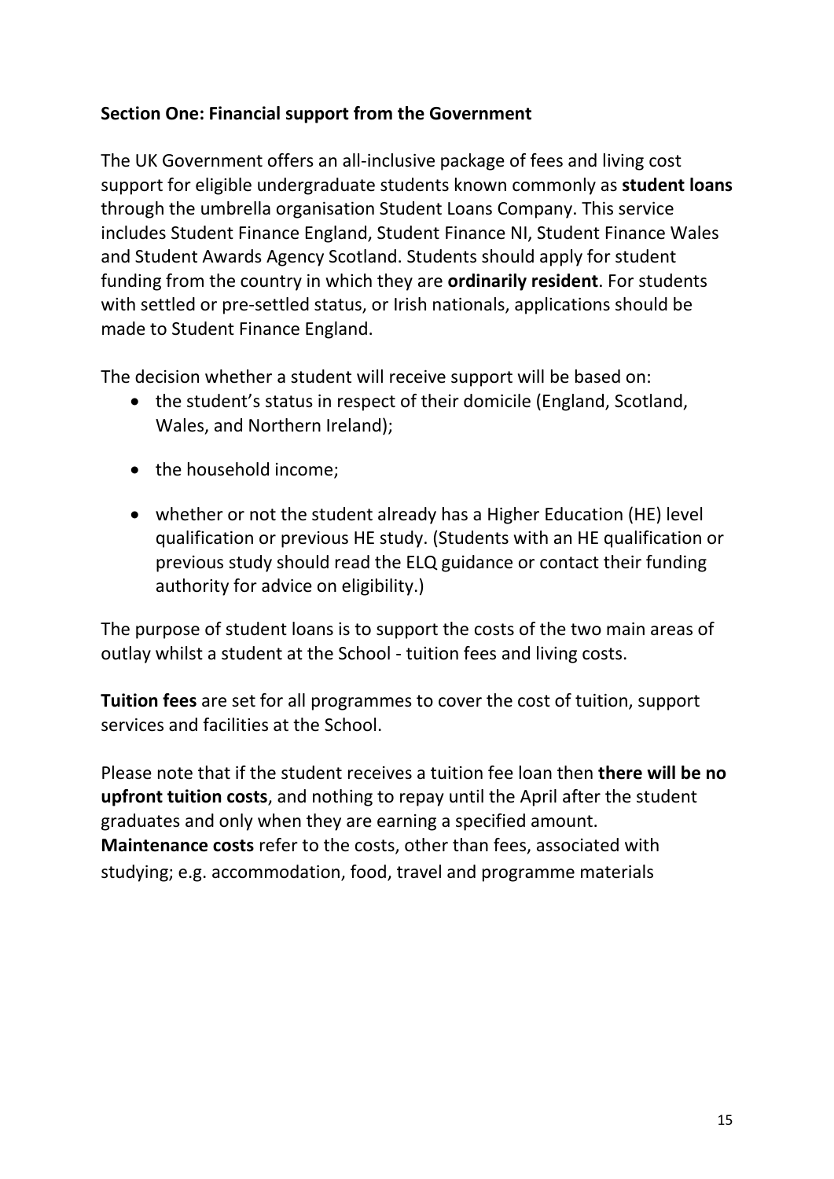**Section One: Financial support from the Government**

The UK Government offers an all-inclusive package of fees and living cost support for eligible undergraduate students known commonly as **student loans** through the umbrella organisation Student Loans Company. This service includes Student Finance England, Student Finance NI, Student Finance Wales and Student Awards Agency Scotland. Students should apply for student funding from the country in which they are **ordinarily resident**. For students with settled or pre-settled status, or Irish nationals, applications should be made to Student Finance England.

The decision whether a student will receive support will be based on:

- the student's status in respect of their domicile (England, Scotland, Wales, and Northern Ireland);
- the household income;
- whether or not the student already has a Higher Education (HE) level qualification or previous HE study. (Students with an HE qualification or previous study should read the ELQ guidance or contact their funding authority for advice on eligibility.)

The purpose of student loans is to support the costs of the two main areas of outlay whilst a student at the School - tuition fees and living costs.

**Tuition fees** are set for all programmes to cover the cost of tuition, support services and facilities at the School.

Please note that if the student receives a tuition fee loan then **there will be no upfront tuition costs**, and nothing to repay until the April after the student graduates and only when they are earning a specified amount.

**Maintenance costs** refer to the costs, other than fees, associated with studying; e.g. accommodation, food, travel and programme materials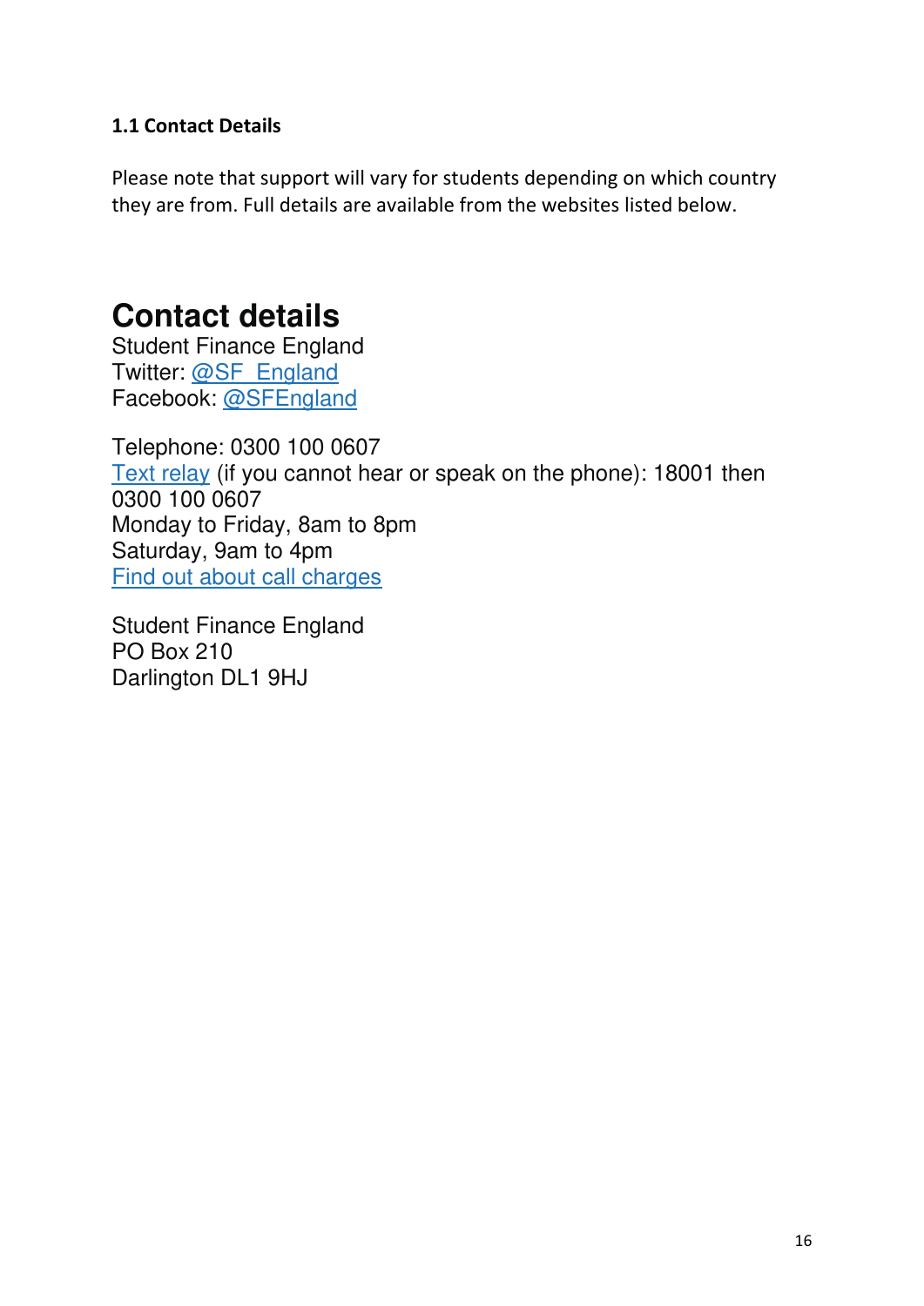### 1.1 Contact Details

Please note that support will vary for students depending on which country they are from. Full details are available from the websites listed below.

## Contact details

Student Finance England
Twitter: @SF_England
Facebook: @SFEngland

Telephone: 0300 100 0607
Text relay (if you cannot hear or speak on the phone): 18001 then 0300 100 0607
Monday to Friday, 8am to 8pm
Saturday, 9am to 4pm
Find out about call charges

Student Finance England
PO Box 210
Darlington DL1 9HJ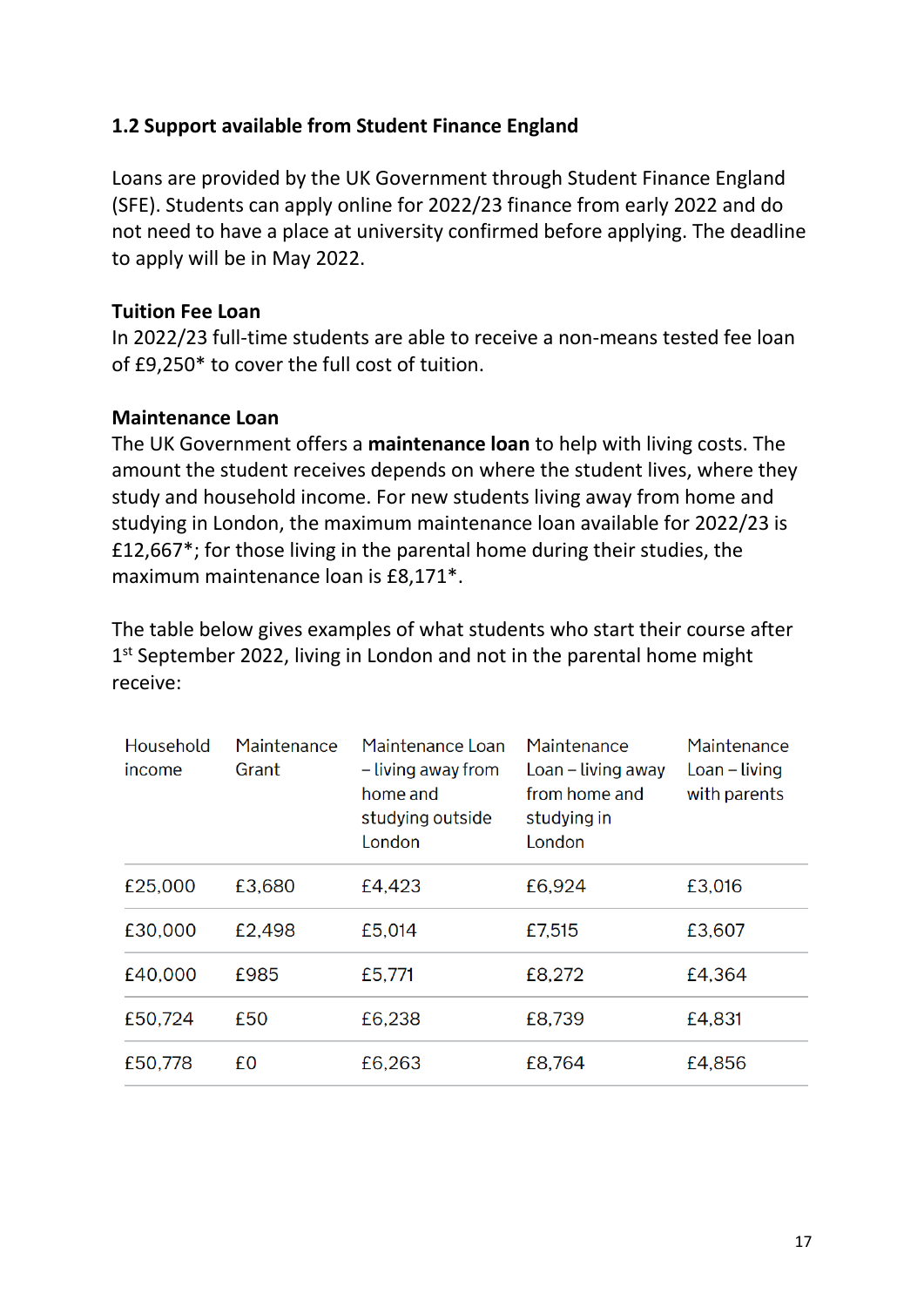## 1.2 Support available from Student Finance England

Loans are provided by the UK Government through Student Finance England (SFE). Students can apply online for 2022/23 finance from early 2022 and do not need to have a place at university confirmed before applying. The deadline to apply will be in May 2022.

**Tuition Fee Loan**
In 2022/23 full-time students are able to receive a non-means tested fee loan of £9,250* to cover the full cost of tuition.

**Maintenance Loan**
The UK Government offers a **maintenance loan** to help with living costs. The amount the student receives depends on where the student lives, where they study and household income. For new students living away from home and studying in London, the maximum maintenance loan available for 2022/23 is £12,667*; for those living in the parental home during their studies, the maximum maintenance loan is £8,171*.

The table below gives examples of what students who start their course after 1st September 2022, living in London and not in the parental home might receive:

| Household income | Maintenance Grant | Maintenance Loan – living away from home and studying outside London | Maintenance Loan – living away from home and studying in London | Maintenance Loan – living with parents |
|---|---|---|---|---|
| £25,000 | £3,680 | £4,423 | £6,924 | £3,016 |
| £30,000 | £2,498 | £5,014 | £7,515 | £3,607 |
| £40,000 | £985 | £5,771 | £8,272 | £4,364 |
| £50,724 | £50 | £6,238 | £8,739 | £4,831 |
| £50,778 | £0 | £6,263 | £8,764 | £4,856 |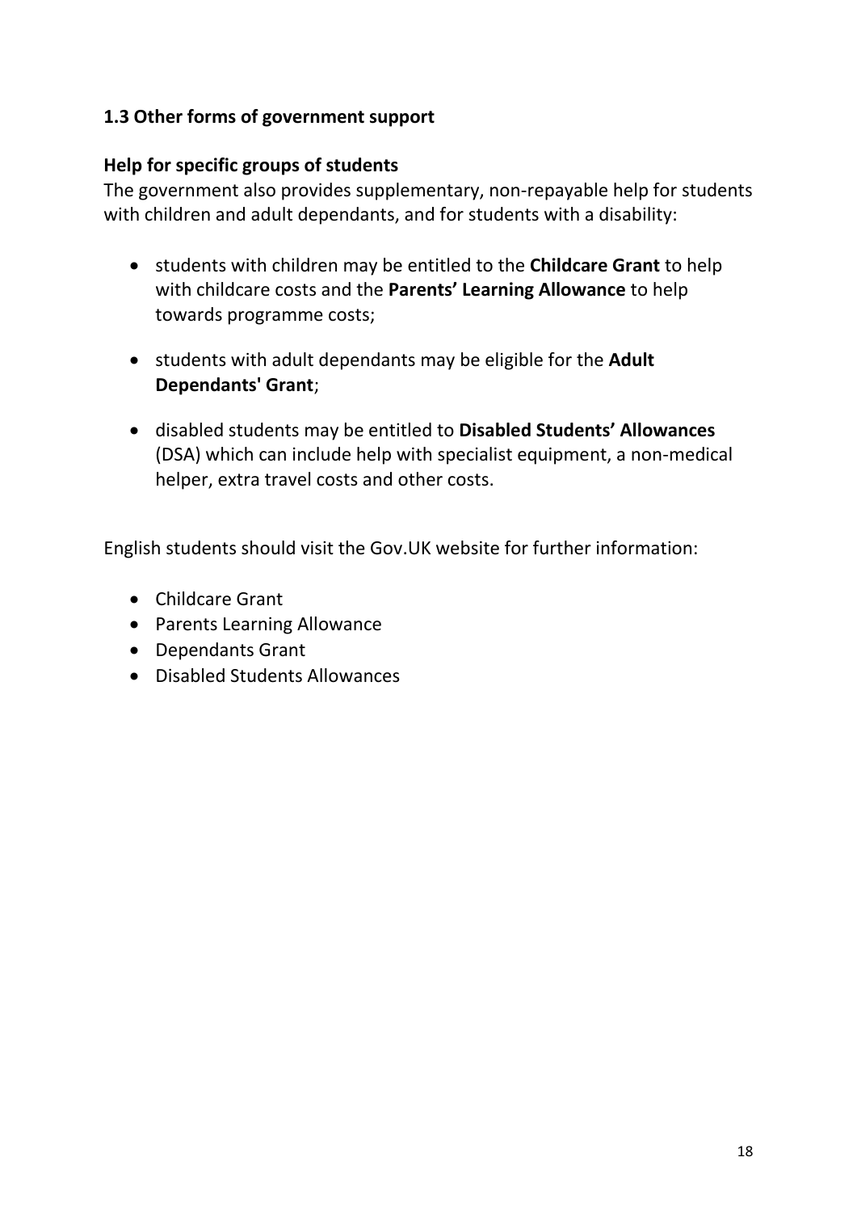### 1.3 Other forms of government support

#### Help for specific groups of students

The government also provides supplementary, non-repayable help for students with children and adult dependants, and for students with a disability:

- students with children may be entitled to the **Childcare Grant** to help with childcare costs and the **Parents' Learning Allowance** to help towards programme costs;
- students with adult dependants may be eligible for the **Adult Dependants' Grant**;
- disabled students may be entitled to **Disabled Students' Allowances** (DSA) which can include help with specialist equipment, a non-medical helper, extra travel costs and other costs.

English students should visit the Gov.UK website for further information:

- Childcare Grant
- Parents Learning Allowance
- Dependants Grant
- Disabled Students Allowances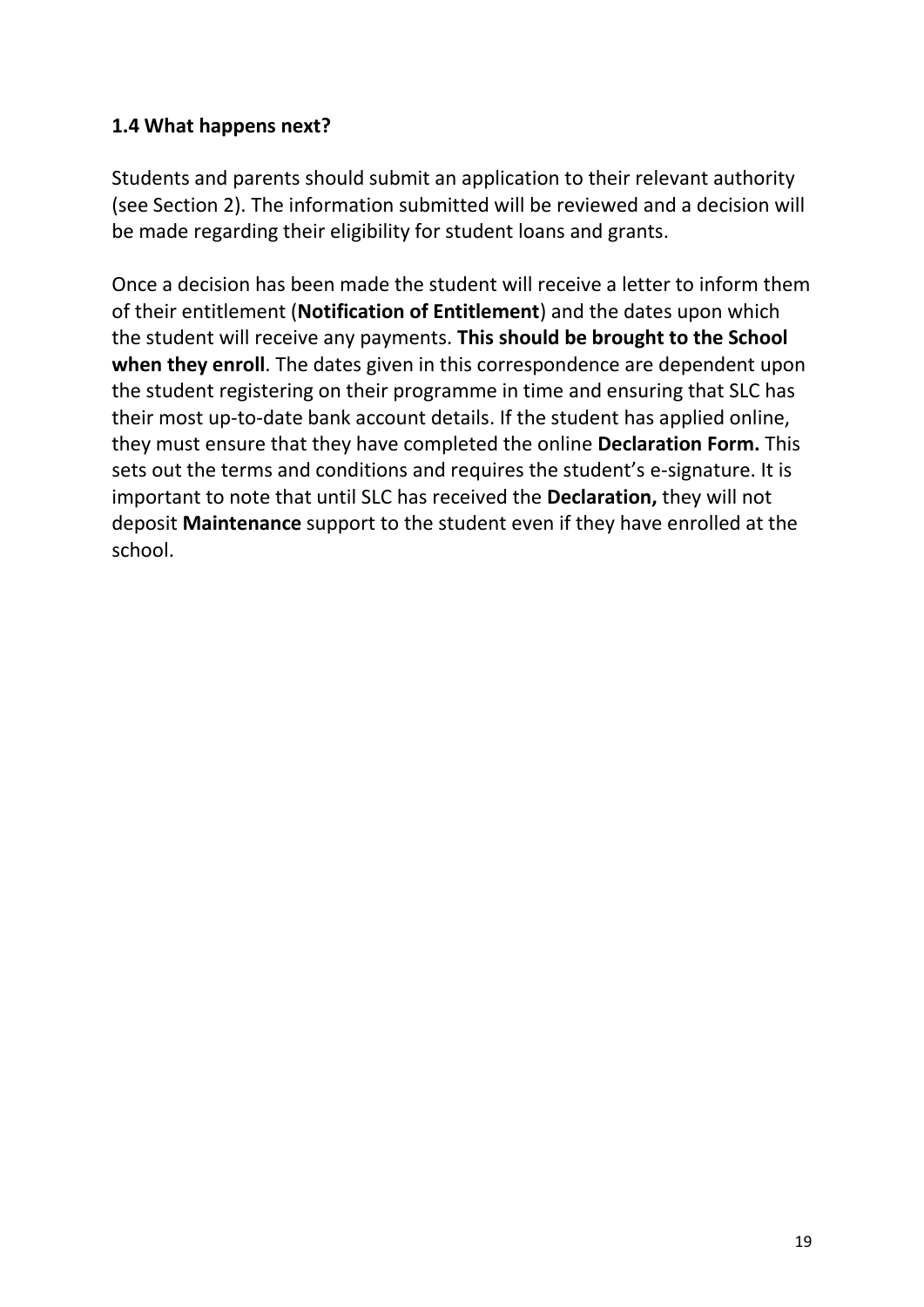### 1.4 What happens next?

Students and parents should submit an application to their relevant authority (see Section 2). The information submitted will be reviewed and a decision will be made regarding their eligibility for student loans and grants.

Once a decision has been made the student will receive a letter to inform them of their entitlement (**Notification of Entitlement**) and the dates upon which the student will receive any payments. **This should be brought to the School when they enroll**. The dates given in this correspondence are dependent upon the student registering on their programme in time and ensuring that SLC has their most up-to-date bank account details. If the student has applied online, they must ensure that they have completed the online **Declaration Form.** This sets out the terms and conditions and requires the student's e-signature. It is important to note that until SLC has received the **Declaration,** they will not deposit **Maintenance** support to the student even if they have enrolled at the school.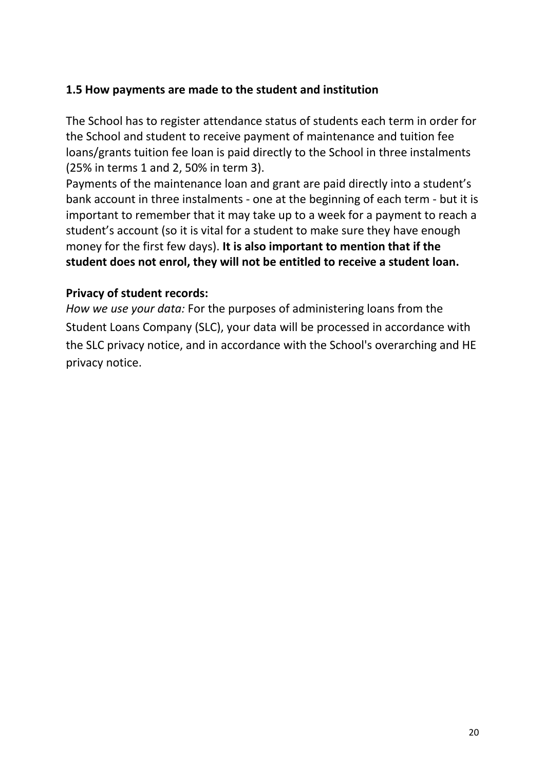### 1.5 How payments are made to the student and institution

The School has to register attendance status of students each term in order for the School and student to receive payment of maintenance and tuition fee loans/grants tuition fee loan is paid directly to the School in three instalments (25% in terms 1 and 2, 50% in term 3).

Payments of the maintenance loan and grant are paid directly into a student's bank account in three instalments - one at the beginning of each term - but it is important to remember that it may take up to a week for a payment to reach a student's account (so it is vital for a student to make sure they have enough money for the first few days). **It is also important to mention that if the student does not enrol, they will not be entitled to receive a student loan.**

**Privacy of student records:**

*How we use your data:* For the purposes of administering loans from the Student Loans Company (SLC), your data will be processed in accordance with the SLC privacy notice, and in accordance with the School's overarching and HE privacy notice.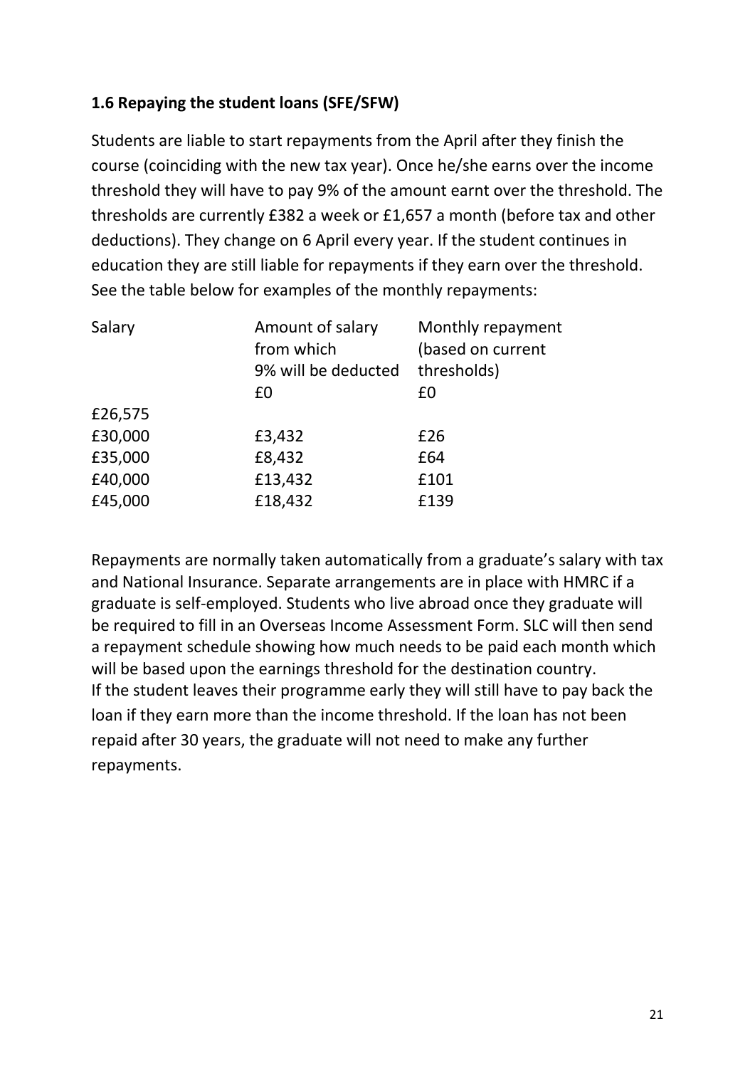### 1.6 Repaying the student loans (SFE/SFW)

Students are liable to start repayments from the April after they finish the course (coinciding with the new tax year). Once he/she earns over the income threshold they will have to pay 9% of the amount earnt over the threshold. The thresholds are currently £382 a week or £1,657 a month (before tax and other deductions). They change on 6 April every year. If the student continues in education they are still liable for repayments if they earn over the threshold. See the table below for examples of the monthly repayments:

| Salary | Amount of salary from which 9% will be deducted | Monthly repayment (based on current thresholds) |
| --- | --- | --- |
| £26,575 | £0 | £0 |
| £30,000 | £3,432 | £26 |
| £35,000 | £8,432 | £64 |
| £40,000 | £13,432 | £101 |
| £45,000 | £18,432 | £139 |

Repayments are normally taken automatically from a graduate's salary with tax and National Insurance. Separate arrangements are in place with HMRC if a graduate is self-employed. Students who live abroad once they graduate will be required to fill in an Overseas Income Assessment Form. SLC will then send a repayment schedule showing how much needs to be paid each month which will be based upon the earnings threshold for the destination country. If the student leaves their programme early they will still have to pay back the loan if they earn more than the income threshold. If the loan has not been repaid after 30 years, the graduate will not need to make any further repayments.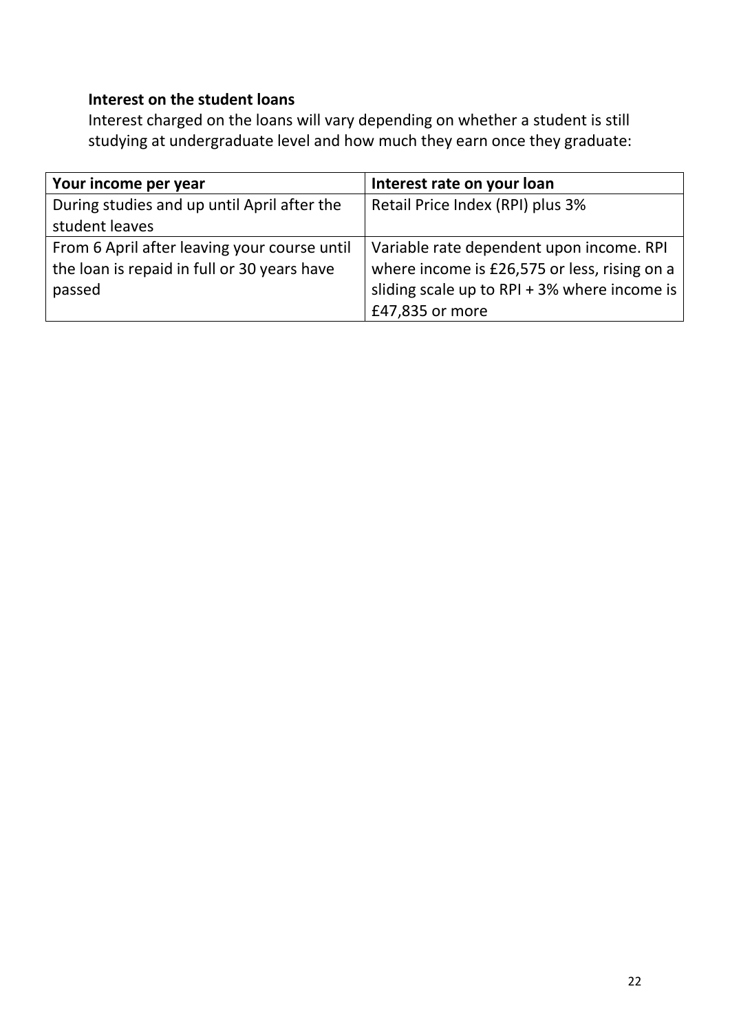**Interest on the student loans**

Interest charged on the loans will vary depending on whether a student is still studying at undergraduate level and how much they earn once they graduate:

| Your income per year | Interest rate on your loan |
| --- | --- |
| During studies and up until April after the student leaves | Retail Price Index (RPI) plus 3% |
| From 6 April after leaving your course until the loan is repaid in full or 30 years have passed | Variable rate dependent upon income. RPI where income is £26,575 or less, rising on a sliding scale up to RPI + 3% where income is £47,835 or more |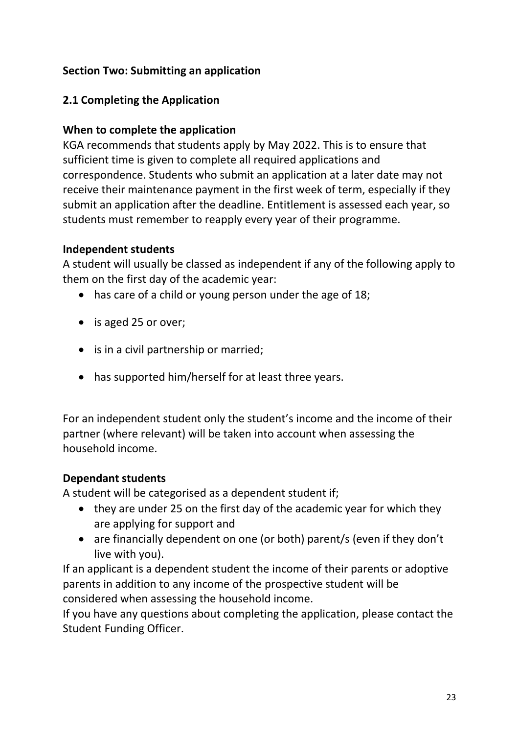## Section Two: Submitting an application

### 2.1 Completing the Application

#### When to complete the application

KGA recommends that students apply by May 2022. This is to ensure that sufficient time is given to complete all required applications and correspondence. Students who submit an application at a later date may not receive their maintenance payment in the first week of term, especially if they submit an application after the deadline. Entitlement is assessed each year, so students must remember to reapply every year of their programme.

#### Independent students

A student will usually be classed as independent if any of the following apply to them on the first day of the academic year:

- has care of a child or young person under the age of 18;
- is aged 25 or over;
- is in a civil partnership or married;
- has supported him/herself for at least three years.

For an independent student only the student's income and the income of their partner (where relevant) will be taken into account when assessing the household income.

#### Dependant students

A student will be categorised as a dependent student if;

- they are under 25 on the first day of the academic year for which they are applying for support and
- are financially dependent on one (or both) parent/s (even if they don't live with you).

If an applicant is a dependent student the income of their parents or adoptive parents in addition to any income of the prospective student will be considered when assessing the household income.

If you have any questions about completing the application, please contact the Student Funding Officer.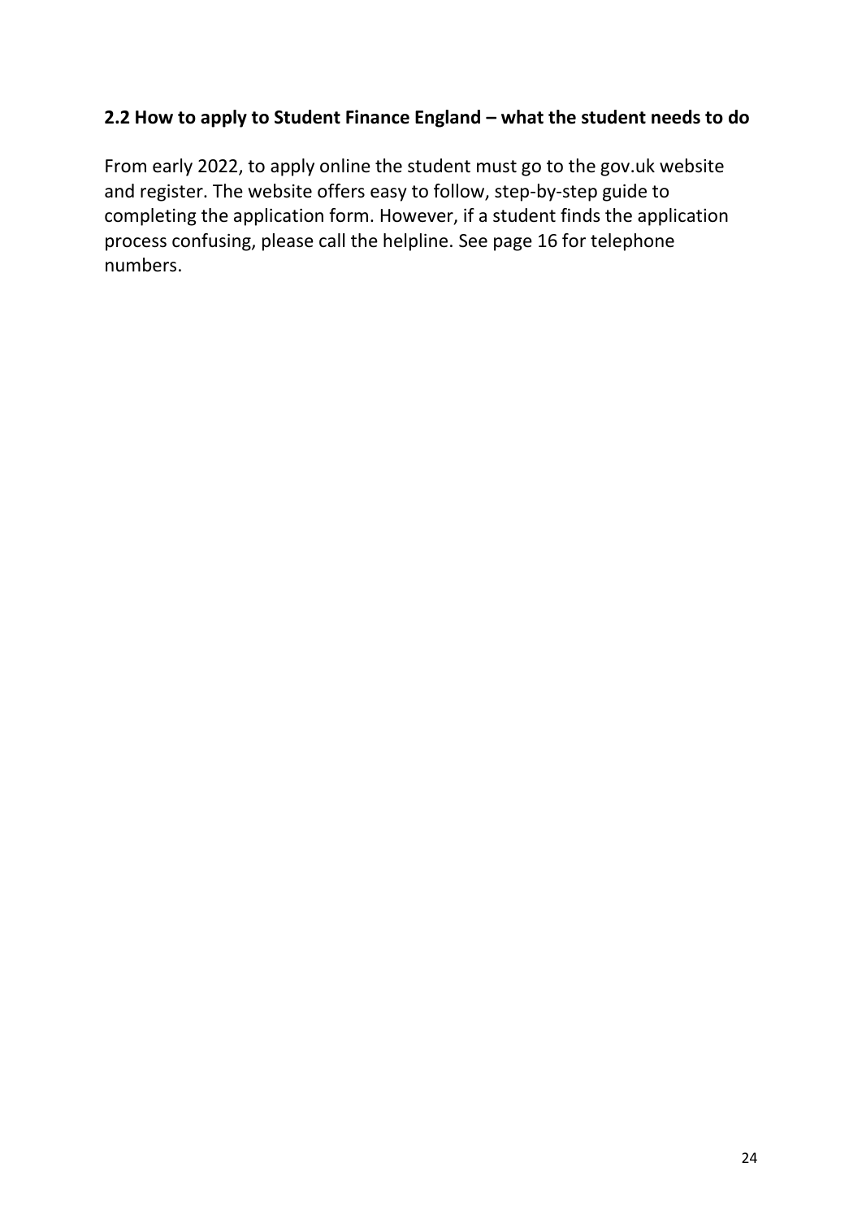## 2.2 How to apply to Student Finance England – what the student needs to do

From early 2022, to apply online the student must go to the gov.uk website and register. The website offers easy to follow, step-by-step guide to completing the application form. However, if a student finds the application process confusing, please call the helpline. See page 16 for telephone numbers.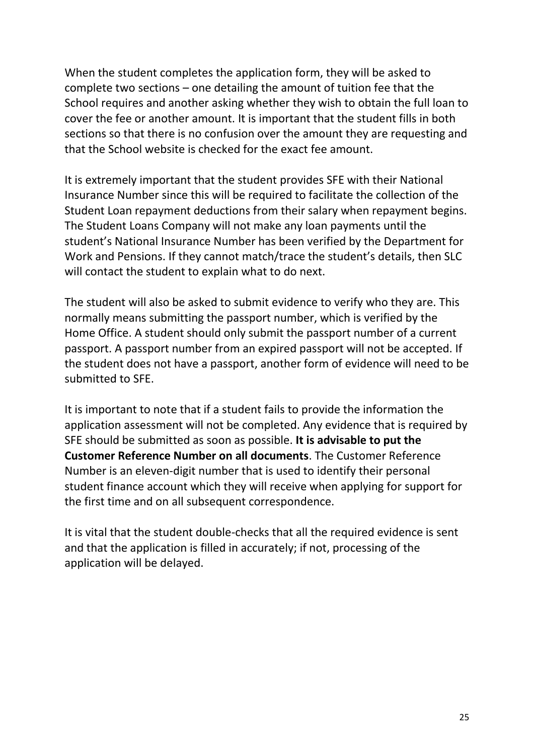When the student completes the application form, they will be asked to complete two sections – one detailing the amount of tuition fee that the School requires and another asking whether they wish to obtain the full loan to cover the fee or another amount. It is important that the student fills in both sections so that there is no confusion over the amount they are requesting and that the School website is checked for the exact fee amount.

It is extremely important that the student provides SFE with their National Insurance Number since this will be required to facilitate the collection of the Student Loan repayment deductions from their salary when repayment begins. The Student Loans Company will not make any loan payments until the student's National Insurance Number has been verified by the Department for Work and Pensions. If they cannot match/trace the student's details, then SLC will contact the student to explain what to do next.

The student will also be asked to submit evidence to verify who they are. This normally means submitting the passport number, which is verified by the Home Office. A student should only submit the passport number of a current passport. A passport number from an expired passport will not be accepted. If the student does not have a passport, another form of evidence will need to be submitted to SFE.

It is important to note that if a student fails to provide the information the application assessment will not be completed. Any evidence that is required by SFE should be submitted as soon as possible. **It is advisable to put the Customer Reference Number on all documents**. The Customer Reference Number is an eleven-digit number that is used to identify their personal student finance account which they will receive when applying for support for the first time and on all subsequent correspondence.

It is vital that the student double-checks that all the required evidence is sent and that the application is filled in accurately; if not, processing of the application will be delayed.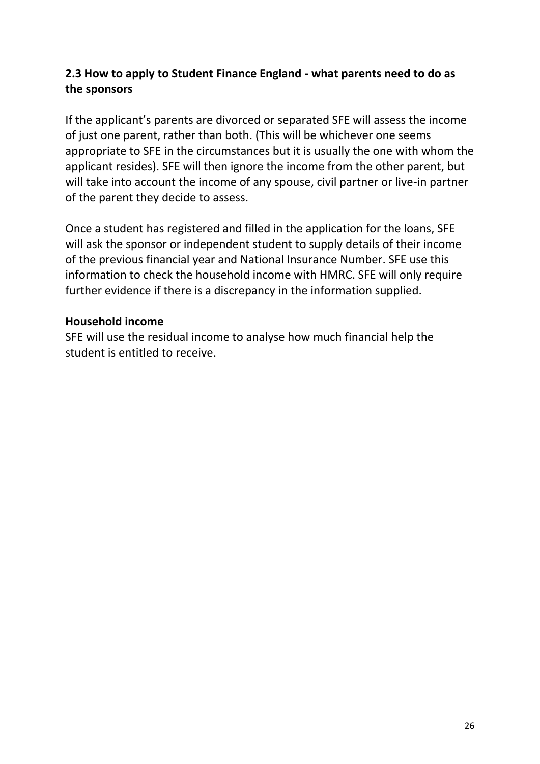## 2.3 How to apply to Student Finance England - what parents need to do as the sponsors

If the applicant's parents are divorced or separated SFE will assess the income of just one parent, rather than both. (This will be whichever one seems appropriate to SFE in the circumstances but it is usually the one with whom the applicant resides). SFE will then ignore the income from the other parent, but will take into account the income of any spouse, civil partner or live-in partner of the parent they decide to assess.

Once a student has registered and filled in the application for the loans, SFE will ask the sponsor or independent student to supply details of their income of the previous financial year and National Insurance Number. SFE use this information to check the household income with HMRC. SFE will only require further evidence if there is a discrepancy in the information supplied.

**Household income**
SFE will use the residual income to analyse how much financial help the student is entitled to receive.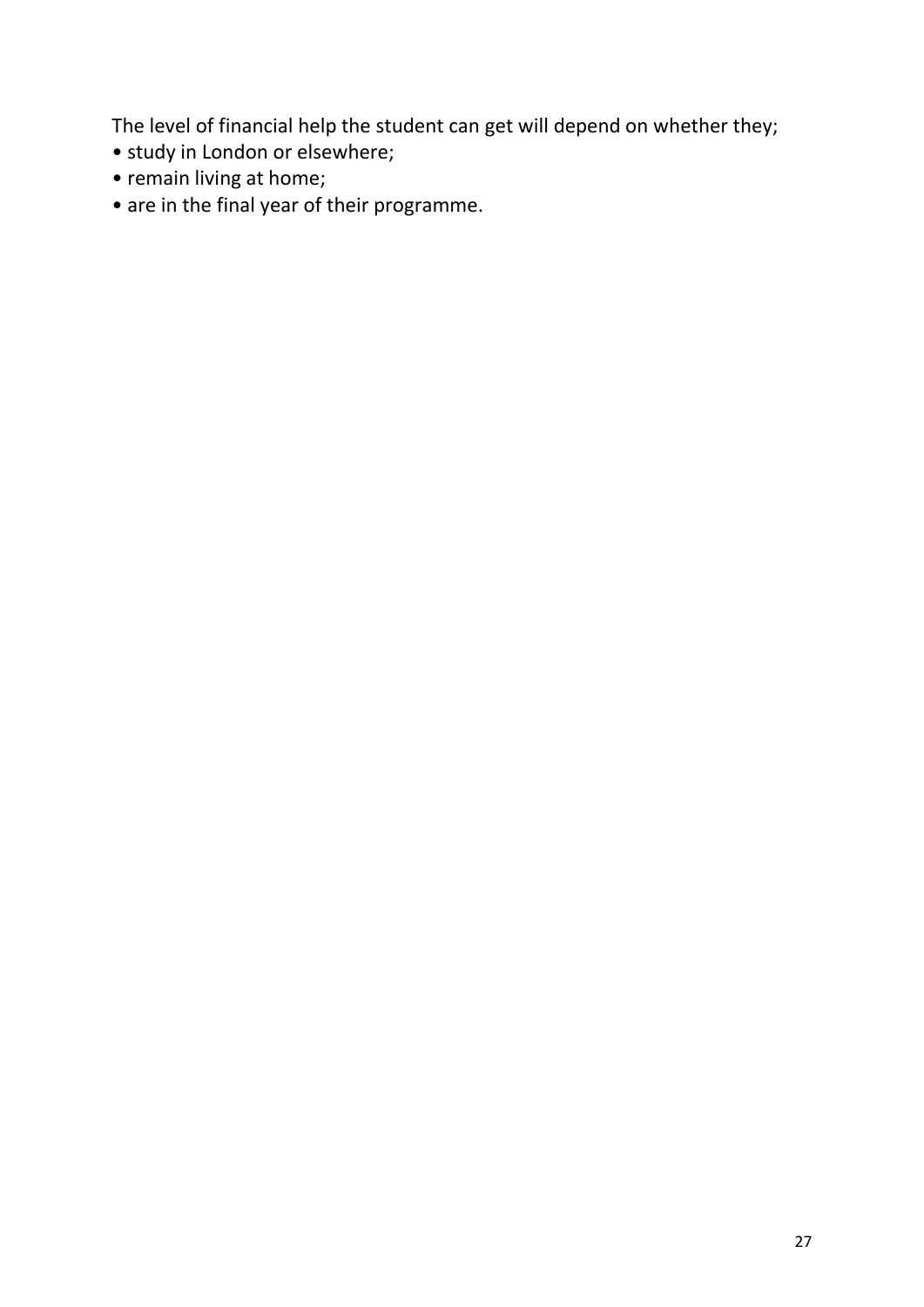The level of financial help the student can get will depend on whether they;

- study in London or elsewhere;
- remain living at home;
- are in the final year of their programme.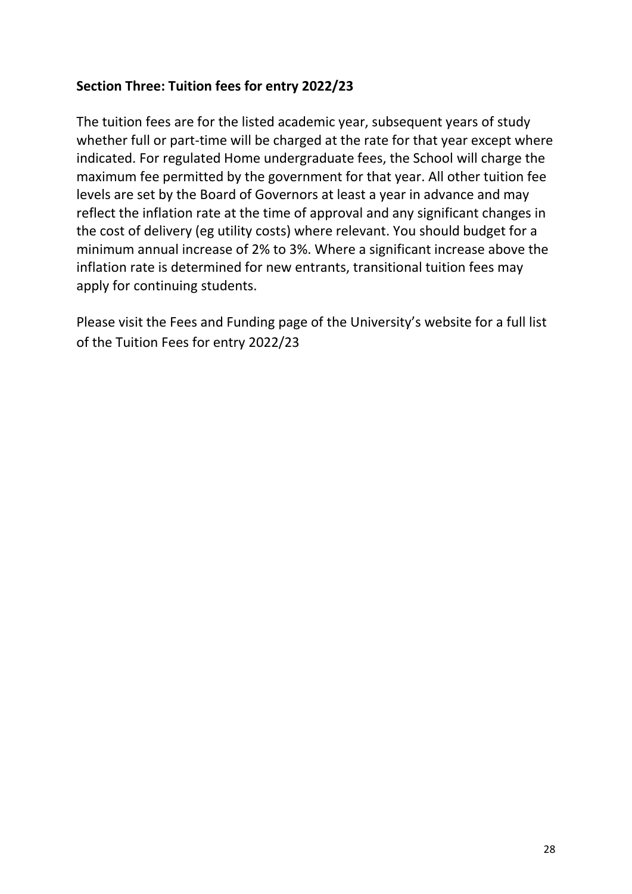## Section Three: Tuition fees for entry 2022/23

The tuition fees are for the listed academic year, subsequent years of study whether full or part-time will be charged at the rate for that year except where indicated. For regulated Home undergraduate fees, the School will charge the maximum fee permitted by the government for that year. All other tuition fee levels are set by the Board of Governors at least a year in advance and may reflect the inflation rate at the time of approval and any significant changes in the cost of delivery (eg utility costs) where relevant. You should budget for a minimum annual increase of 2% to 3%. Where a significant increase above the inflation rate is determined for new entrants, transitional tuition fees may apply for continuing students.

Please visit the Fees and Funding page of the University's website for a full list of the Tuition Fees for entry 2022/23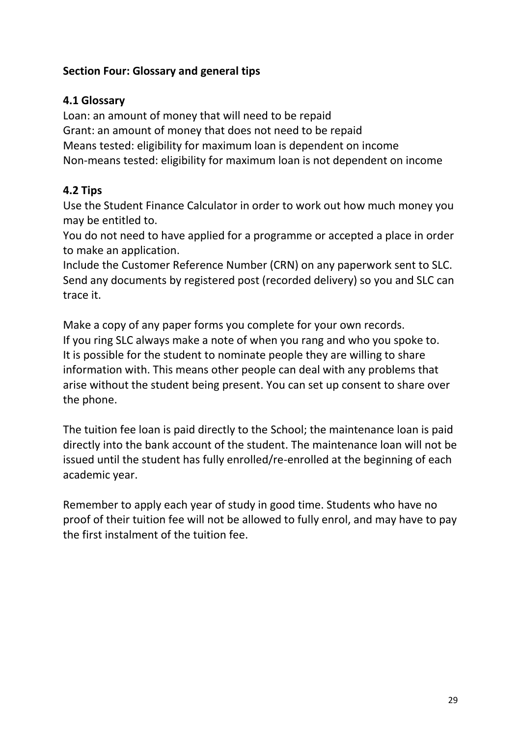## Section Four: Glossary and general tips

### 4.1 Glossary

Loan: an amount of money that will need to be repaid
Grant: an amount of money that does not need to be repaid
Means tested: eligibility for maximum loan is dependent on income
Non-means tested: eligibility for maximum loan is not dependent on income

### 4.2 Tips

Use the Student Finance Calculator in order to work out how much money you may be entitled to.
You do not need to have applied for a programme or accepted a place in order to make an application.
Include the Customer Reference Number (CRN) on any paperwork sent to SLC.
Send any documents by registered post (recorded delivery) so you and SLC can trace it.

Make a copy of any paper forms you complete for your own records.
If you ring SLC always make a note of when you rang and who you spoke to.
It is possible for the student to nominate people they are willing to share information with. This means other people can deal with any problems that arise without the student being present. You can set up consent to share over the phone.

The tuition fee loan is paid directly to the School; the maintenance loan is paid directly into the bank account of the student. The maintenance loan will not be issued until the student has fully enrolled/re-enrolled at the beginning of each academic year.

Remember to apply each year of study in good time. Students who have no proof of their tuition fee will not be allowed to fully enrol, and may have to pay the first instalment of the tuition fee.